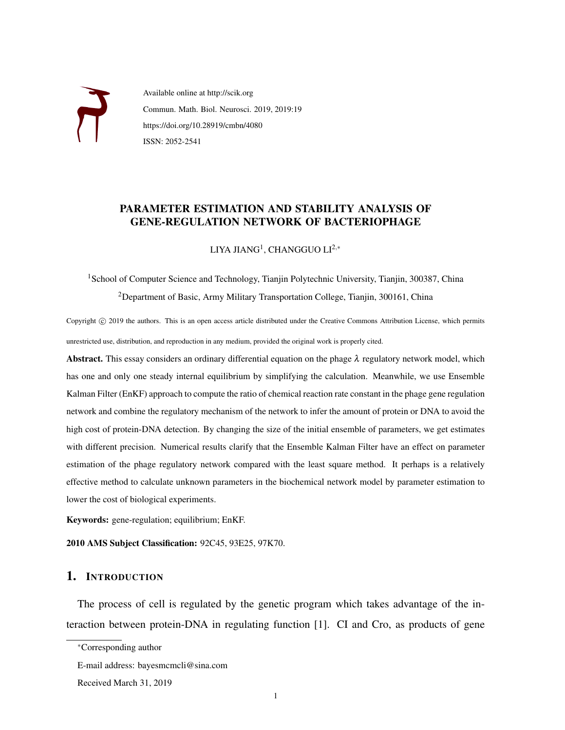Available online at http://scik.org

Commun. Math. Biol. Neurosci. 2019, 2019:19

https://doi.org/10.28919/cmbn/4080

ISSN: 2052-2541

# PARAMETER ESTIMATION AND STABILITY ANALYSIS OF GENE-REGULATION NETWORK OF BACTERIOPHAGE

LIYA JIANG[1], CHANGGUO LI[2,*]

[1]School of Computer Science and Technology, Tianjin Polytechnic University, Tianjin, 300387, China

[2]Department of Basic, Army Military Transportation College, Tianjin, 300161, China

Copyright © 2019 the authors. This is an open access article distributed under the Creative Commons Attribution License, which permits unrestricted use, distribution, and reproduction in any medium, provided the original work is properly cited.

**Abstract.** This essay considers an ordinary differential equation on the phage $\lambda$ regulatory network model, which has one and only one steady internal equilibrium by simplifying the calculation. Meanwhile, we use Ensemble Kalman Filter (EnKF) approach to compute the ratio of chemical reaction rate constant in the phage gene regulation network and combine the regulatory mechanism of the network to infer the amount of protein or DNA to avoid the high cost of protein-DNA detection. By changing the size of the initial ensemble of parameters, we get estimates with different precision. Numerical results clarify that the Ensemble Kalman Filter have an effect on parameter estimation of the phage regulatory network compared with the least square method. It perhaps is a relatively effective method to calculate unknown parameters in the biochemical network model by parameter estimation to lower the cost of biological experiments.

**Keywords:** gene-regulation; equilibrium; EnKF.

**2010 AMS Subject Classification:** 92C45, 93E25, 97K70.

## 1. Introduction

The process of cell is regulated by the genetic program which takes advantage of the interaction between protein-DNA in regulating function [1]. CI and Cro, as products of gene

*Corresponding author

E-mail address: bayesmcmcli@sina.com

Received March 31, 2019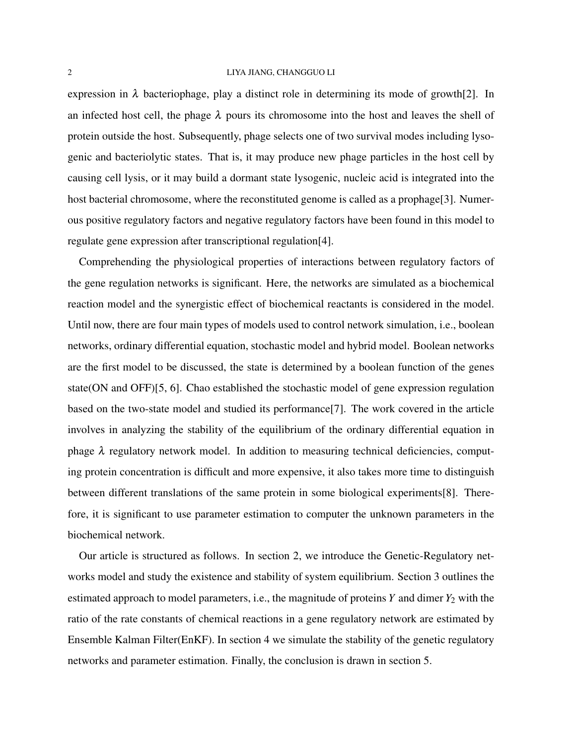expression in $\lambda$ bacteriophage, play a distinct role in determining its mode of growth[2]. In an infected host cell, the phage $\lambda$ pours its chromosome into the host and leaves the shell of protein outside the host. Subsequently, phage selects one of two survival modes including lysogenic and bacteriolytic states. That is, it may produce new phage particles in the host cell by causing cell lysis, or it may build a dormant state lysogenic, nucleic acid is integrated into the host bacterial chromosome, where the reconstituted genome is called as a prophage[3]. Numerous positive regulatory factors and negative regulatory factors have been found in this model to regulate gene expression after transcriptional regulation[4].

Comprehending the physiological properties of interactions between regulatory factors of the gene regulation networks is significant. Here, the networks are simulated as a biochemical reaction model and the synergistic effect of biochemical reactants is considered in the model. Until now, there are four main types of models used to control network simulation, i.e., boolean networks, ordinary differential equation, stochastic model and hybrid model. Boolean networks are the first model to be discussed, the state is determined by a boolean function of the genes state(ON and OFF)[5, 6]. Chao established the stochastic model of gene expression regulation based on the two-state model and studied its performance[7]. The work covered in the article involves in analyzing the stability of the equilibrium of the ordinary differential equation in phage $\lambda$ regulatory network model. In addition to measuring technical deficiencies, computing protein concentration is difficult and more expensive, it also takes more time to distinguish between different translations of the same protein in some biological experiments[8]. Therefore, it is significant to use parameter estimation to computer the unknown parameters in the biochemical network.

Our article is structured as follows. In section 2, we introduce the Genetic-Regulatory networks model and study the existence and stability of system equilibrium. Section 3 outlines the estimated approach to model parameters, i.e., the magnitude of proteins $Y$ and dimer $Y_2$ with the ratio of the rate constants of chemical reactions in a gene regulatory network are estimated by Ensemble Kalman Filter(EnKF). In section 4 we simulate the stability of the genetic regulatory networks and parameter estimation. Finally, the conclusion is drawn in section 5.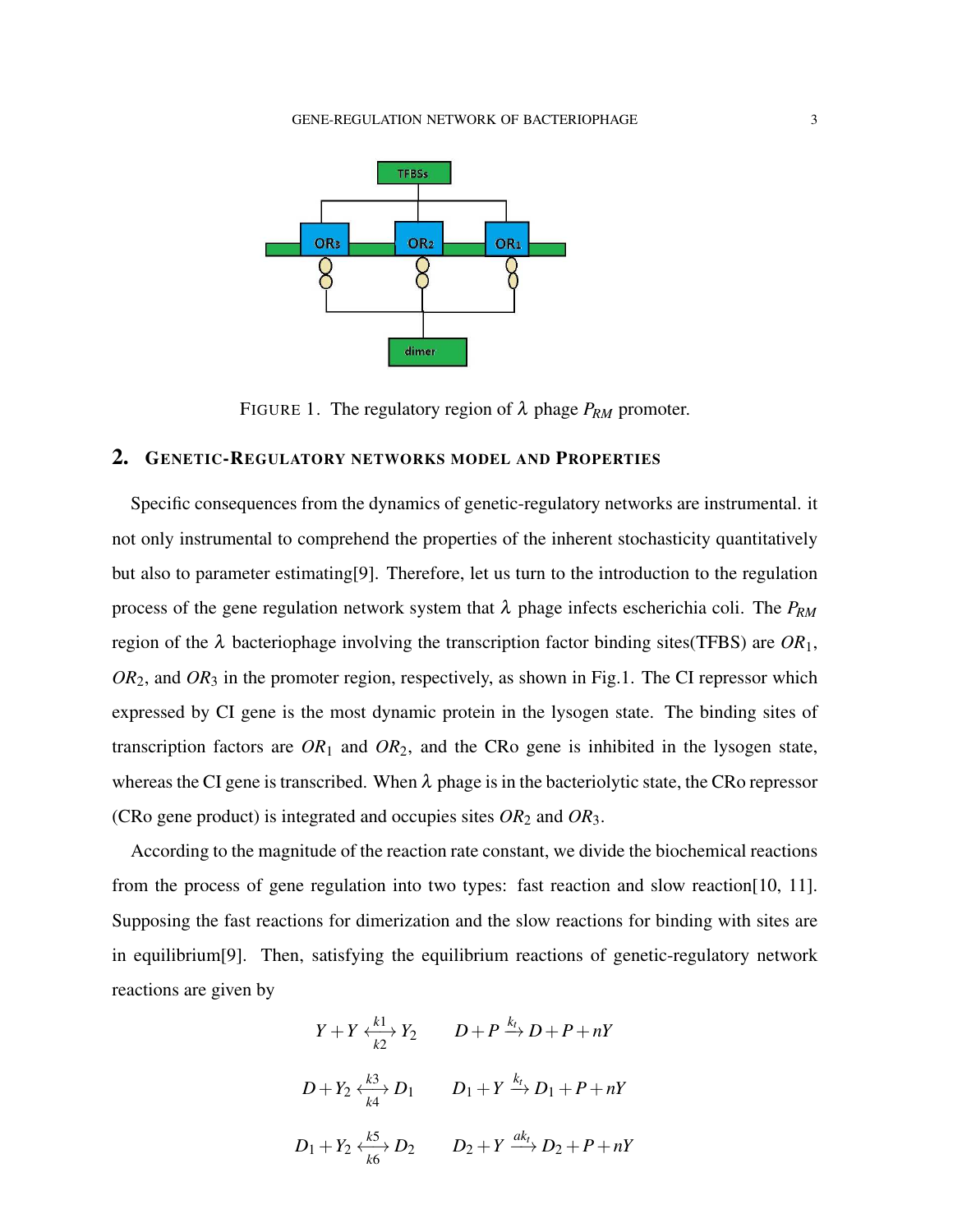FIGURE 1. The regulatory region of $\lambda$ phage $P_{RM}$ promoter.

## 2. GENETIC-REGULATORY NETWORKS MODEL AND PROPERTIES

Specific consequences from the dynamics of genetic-regulatory networks are instrumental. it not only instrumental to comprehend the properties of the inherent stochasticity quantitatively but also to parameter estimating[9]. Therefore, let us turn to the introduction to the regulation process of the gene regulation network system that $\lambda$ phage infects escherichia coli. The $P_{RM}$ region of the $\lambda$ bacteriophage involving the transcription factor binding sites(TFBS) are $OR_1$, $OR_2$, and $OR_3$ in the promoter region, respectively, as shown in Fig.1. The CI repressor which expressed by CI gene is the most dynamic protein in the lysogen state. The binding sites of transcription factors are $OR_1$ and $OR_2$, and the CRo gene is inhibited in the lysogen state, whereas the CI gene is transcribed. When $\lambda$ phage is in the bacteriolytic state, the CRo repressor (CRo gene product) is integrated and occupies sites $OR_2$ and $OR_3$.

According to the magnitude of the reaction rate constant, we divide the biochemical reactions from the process of gene regulation into two types: fast reaction and slow reaction[10, 11]. Supposing the fast reactions for dimerization and the slow reactions for binding with sites are in equilibrium[9]. Then, satisfying the equilibrium reactions of genetic-regulatory network reactions are given by

$$Y+Y \underset{k2}{\overset{k1}{\longleftrightarrow}} Y_2 \qquad D+P \xrightarrow{k_t} D+P+nY$$

$$D+Y_2 \underset{k4}{\overset{k3}{\longleftrightarrow}} D_1 \qquad D_1+Y \xrightarrow{k_t} D_1+P+nY$$

$$D_1+Y_2 \underset{k6}{\overset{k5}{\longleftrightarrow}} D_2 \qquad D_2+Y \xrightarrow{ak_t} D_2+P+nY$$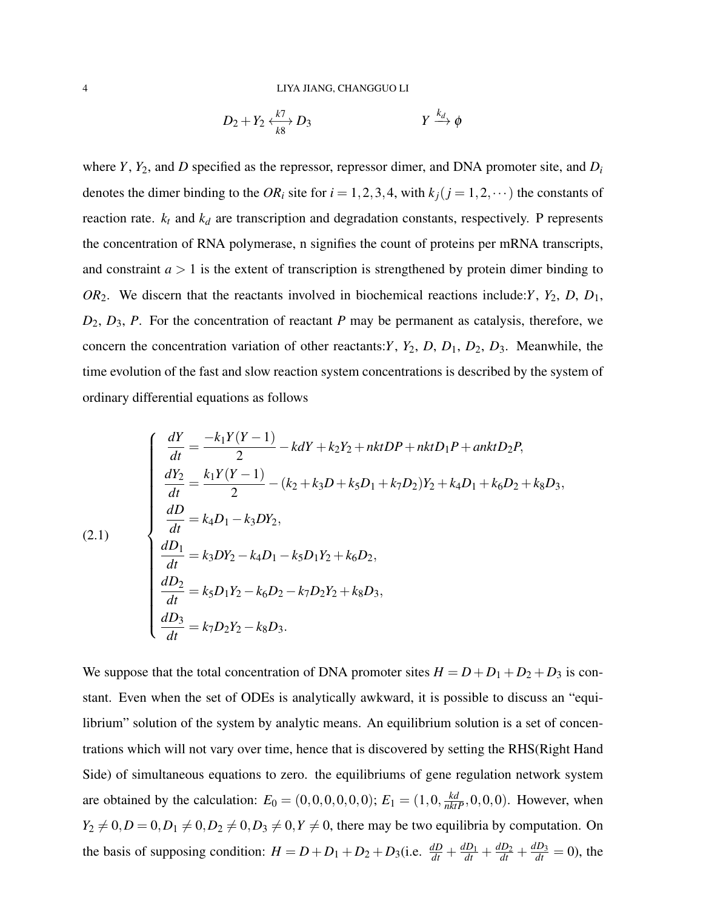$$D_2 + Y_2 \underset{k8}{\overset{k7}{\longleftrightarrow}} D_3 \qquad\qquad Y \xrightarrow{k_d} \phi$$

where $Y$, $Y_2$, and $D$ specified as the repressor, repressor dimer, and DNA promoter site, and $D_i$ denotes the dimer binding to the $OR_i$ site for $i = 1,2,3,4$, with $k_j (j = 1,2,\cdots)$ the constants of reaction rate. $k_t$ and $k_d$ are transcription and degradation constants, respectively. P represents the concentration of RNA polymerase, n signifies the count of proteins per mRNA transcripts, and constraint $a > 1$ is the extent of transcription is strengthened by protein dimer binding to $OR_2$. We discern that the reactants involved in biochemical reactions include:$Y$, $Y_2$, $D$, $D_1$, $D_2$, $D_3$, $P$. For the concentration of reactant $P$ may be permanent as catalysis, therefore, we concern the concentration variation of other reactants:$Y$, $Y_2$, $D$, $D_1$, $D_2$, $D_3$. Meanwhile, the time evolution of the fast and slow reaction system concentrations is described by the system of ordinary differential equations as follows

$$
(2.1) \qquad \begin{cases}
\dfrac{dY}{dt} = \dfrac{-k_1 Y(Y-1)}{2} - kdY + k_2 Y_2 + nktDP + nktD_1 P + anktD_2 P, \\
\dfrac{dY_2}{dt} = \dfrac{k_1 Y(Y-1)}{2} - (k_2 + k_3 D + k_5 D_1 + k_7 D_2) Y_2 + k_4 D_1 + k_6 D_2 + k_8 D_3, \\
\dfrac{dD}{dt} = k_4 D_1 - k_3 D Y_2, \\
\dfrac{dD_1}{dt} = k_3 D Y_2 - k_4 D_1 - k_5 D_1 Y_2 + k_6 D_2, \\
\dfrac{dD_2}{dt} = k_5 D_1 Y_2 - k_6 D_2 - k_7 D_2 Y_2 + k_8 D_3, \\
\dfrac{dD_3}{dt} = k_7 D_2 Y_2 - k_8 D_3.
\end{cases}
$$

We suppose that the total concentration of DNA promoter sites $H = D + D_1 + D_2 + D_3$ is constant. Even when the set of ODEs is analytically awkward, it is possible to discuss an "equilibrium" solution of the system by analytic means. An equilibrium solution is a set of concentrations which will not vary over time, hence that is discovered by setting the RHS(Right Hand Side) of simultaneous equations to zero. the equilibriums of gene regulation network system are obtained by the calculation: $E_0 = (0,0,0,0,0,0)$; $E_1 = (1,0,\frac{kd}{nktP},0,0,0)$. However, when $Y_2 \neq 0, D = 0, D_1 \neq 0, D_2 \neq 0, D_3 \neq 0, Y \neq 0$, there may be two equilibria by computation. On the basis of supposing condition: $H = D + D_1 + D_2 + D_3$(i.e. $\frac{dD}{dt} + \frac{dD_1}{dt} + \frac{dD_2}{dt} + \frac{dD_3}{dt} = 0$), the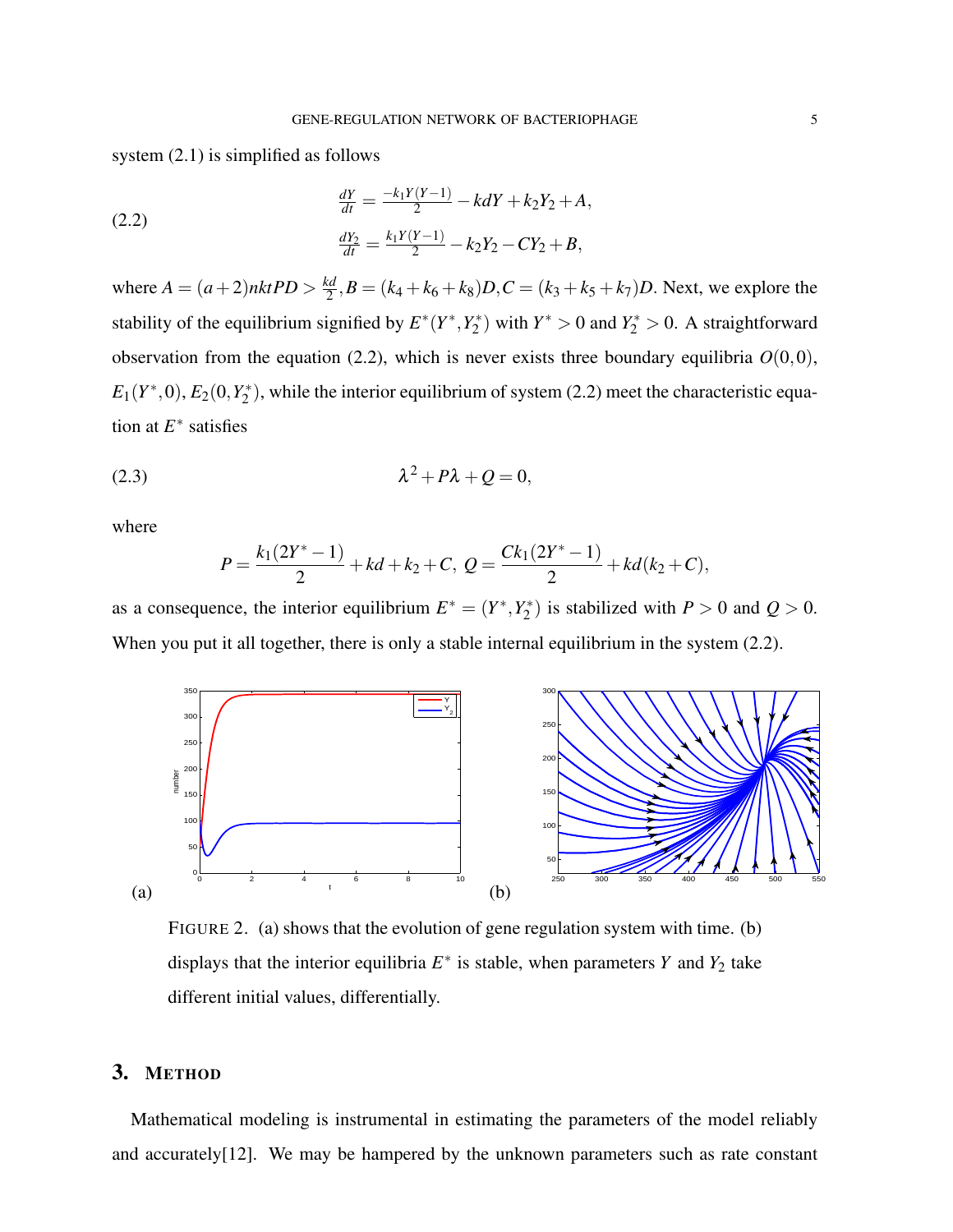system (2.1) is simplified as follows

$$
\begin{aligned}
\frac{dY}{dt} &= \frac{-k_1 Y(Y-1)}{2} - kdY + k_2 Y_2 + A, \\
\frac{dY_2}{dt} &= \frac{k_1 Y(Y-1)}{2} - k_2 Y_2 - CY_2 + B,
\end{aligned}
\tag{2.2}
$$

where $A = (a+2)nktPD > \frac{kd}{2}, B = (k_4 + k_6 + k_8)D, C = (k_3 + k_5 + k_7)D$. Next, we explore the stability of the equilibrium signified by $E^*(Y^*, Y_2^*)$ with $Y^* > 0$ and $Y_2^* > 0$. A straightforward observation from the equation (2.2), which is never exists three boundary equilibria $O(0,0)$, $E_1(Y^*, 0)$, $E_2(0, Y_2^*)$, while the interior equilibrium of system (2.2) meet the characteristic equation at $E^*$ satisfies

$$
\lambda^2 + P\lambda + Q = 0,
\tag{2.3}
$$

where

$$
P = \frac{k_1(2Y^* - 1)}{2} + kd + k_2 + C, \; Q = \frac{Ck_1(2Y^* - 1)}{2} + kd(k_2 + C),
$$

as a consequence, the interior equilibrium $E^* = (Y^*, Y_2^*)$ is stabilized with $P > 0$ and $Q > 0$. When you put it all together, there is only a stable internal equilibrium in the system (2.2).

(a) (b)

FIGURE 2. (a) shows that the evolution of gene regulation system with time. (b) displays that the interior equilibria $E^*$ is stable, when parameters $Y$ and $Y_2$ take different initial values, differentially.

## 3. Method

Mathematical modeling is instrumental in estimating the parameters of the model reliably and accurately[12]. We may be hampered by the unknown parameters such as rate constant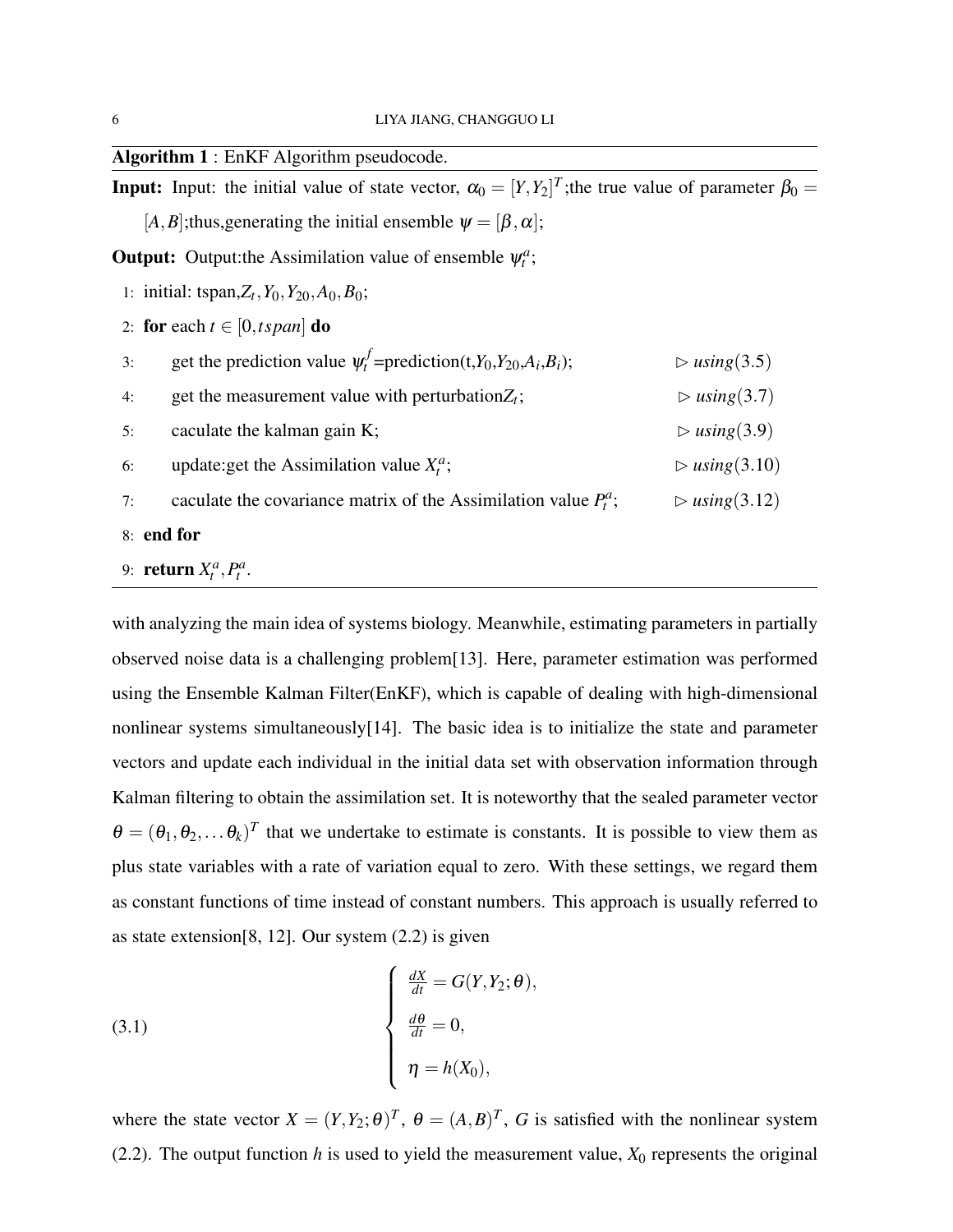**Algorithm 1** : EnKF Algorithm pseudocode.

**Input:** Input: the initial value of state vector, $\alpha_0 = [Y, Y_2]^T$;the true value of parameter $\beta_0 = [A, B]$;thus,generating the initial ensemble $\psi = [\beta, \alpha]$;

**Output:** Output:the Assimilation value of ensemble $\psi_t^a$;

1: initial: tspan,$Z_t, Y_0, Y_{20}, A_0, B_0$;
2: **for** each $t \in [0, tspan]$ **do**
3: &nbsp;&nbsp;&nbsp;&nbsp;get the prediction value $\psi_t^f$=prediction(t,$Y_0$,$Y_{20}$,$A_i$,$B_i$); $\triangleright$ *using*(3.5)
4: &nbsp;&nbsp;&nbsp;&nbsp;get the measurement value with perturbation$Z_t$; $\triangleright$ *using*(3.7)
5: &nbsp;&nbsp;&nbsp;&nbsp;caculate the kalman gain K; $\triangleright$ *using*(3.9)
6: &nbsp;&nbsp;&nbsp;&nbsp;update:get the Assimilation value $X_t^a$; $\triangleright$ *using*(3.10)
7: &nbsp;&nbsp;&nbsp;&nbsp;caculate the covariance matrix of the Assimilation value $P_t^a$; $\triangleright$ *using*(3.12)
8: **end for**
9: **return** $X_t^a, P_t^a$.

with analyzing the main idea of systems biology. Meanwhile, estimating parameters in partially observed noise data is a challenging problem[13]. Here, parameter estimation was performed using the Ensemble Kalman Filter(EnKF), which is capable of dealing with high-dimensional nonlinear systems simultaneously[14]. The basic idea is to initialize the state and parameter vectors and update each individual in the initial data set with observation information through Kalman filtering to obtain the assimilation set. It is noteworthy that the sealed parameter vector $\theta = (\theta_1, \theta_2, \dots \theta_k)^T$ that we undertake to estimate is constants. It is possible to view them as plus state variables with a rate of variation equal to zero. With these settings, we regard them as constant functions of time instead of constant numbers. This approach is usually referred to as state extension[8, 12]. Our system (2.2) is given

$$
\begin{cases}
\frac{dX}{dt} = G(Y, Y_2; \theta), \\
\frac{d\theta}{dt} = 0, \\
\eta = h(X_0),
\end{cases}
\tag{3.1}
$$

where the state vector $X = (Y, Y_2; \theta)^T$, $\theta = (A, B)^T$, $G$ is satisfied with the nonlinear system (2.2). The output function $h$ is used to yield the measurement value, $X_0$ represents the original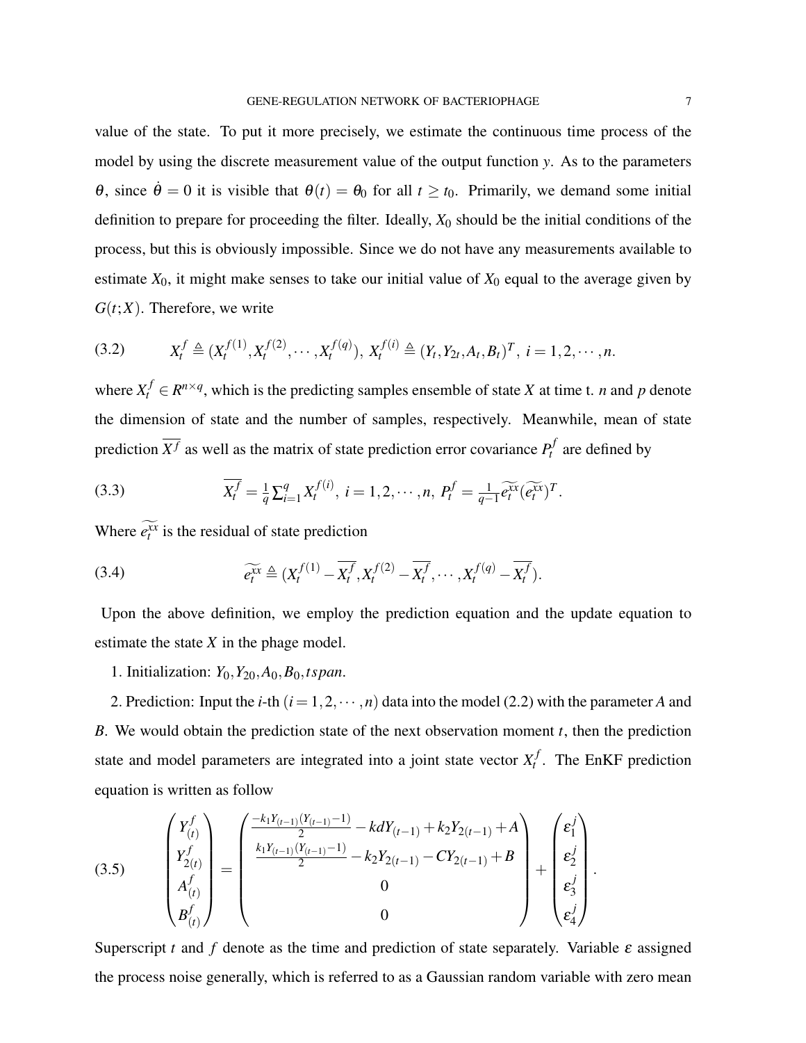value of the state. To put it more precisely, we estimate the continuous time process of the model by using the discrete measurement value of the output function $y$. As to the parameters $\theta$, since $\dot{\theta} = 0$ it is visible that $\theta(t) = \theta_0$ for all $t \geq t_0$. Primarily, we demand some initial definition to prepare for proceeding the filter. Ideally, $X_0$ should be the initial conditions of the process, but this is obviously impossible. Since we do not have any measurements available to estimate $X_0$, it might make senses to take our initial value of $X_0$ equal to the average given by $G(t;X)$. Therefore, we write

$$X_t^f \triangleq (X_t^{f(1)}, X_t^{f(2)}, \cdots, X_t^{f(q)}),\ X_t^{f(i)} \triangleq (Y_t, Y_{2t}, A_t, B_t)^T,\ i = 1, 2, \cdots, n. \tag{3.2}$$

where $X_t^f \in R^{n\times q}$, which is the predicting samples ensemble of state $X$ at time t. $n$ and $p$ denote the dimension of state and the number of samples, respectively. Meanwhile, mean of state prediction $\overline{X^f}$ as well as the matrix of state prediction error covariance $P_t^f$ are defined by

$$\overline{X_t^f} = \frac{1}{q}\sum_{i=1}^{q} X_t^{f(i)},\ i = 1, 2, \cdots, n,\ P_t^f = \frac{1}{q-1}\widetilde{e_t^{xx}}(\widetilde{e_t^{xx}})^T. \tag{3.3}$$

Where $\widetilde{e_t^{xx}}$ is the residual of state prediction

$$\widetilde{e_t^{xx}} \triangleq (X_t^{f(1)} - \overline{X_t^f}, X_t^{f(2)} - \overline{X_t^f}, \cdots, X_t^{f(q)} - \overline{X_t^f}). \tag{3.4}$$

Upon the above definition, we employ the prediction equation and the update equation to estimate the state $X$ in the phage model.

1. Initialization: $Y_0, Y_{20}, A_0, B_0, tspan$.

2. Prediction: Input the $i$-th $(i = 1, 2, \cdots, n)$ data into the model (2.2) with the parameter $A$ and $B$. We would obtain the prediction state of the next observation moment $t$, then the prediction state and model parameters are integrated into a joint state vector $X_t^f$. The EnKF prediction equation is written as follow

$$\begin{pmatrix} Y_{(t)}^f \\ Y_{2(t)}^f \\ A_{(t)}^f \\ B_{(t)}^f \end{pmatrix} = \begin{pmatrix} \frac{-k_1 Y_{(t-1)}(Y_{(t-1)}-1)}{2} - kdY_{(t-1)} + k_2 Y_{2(t-1)} + A \\ \frac{k_1 Y_{(t-1)}(Y_{(t-1)}-1)}{2} - k_2 Y_{2(t-1)} - CY_{2(t-1)} + B \\ 0 \\ 0 \end{pmatrix} + \begin{pmatrix} \varepsilon_1^j \\ \varepsilon_2^j \\ \varepsilon_3^j \\ \varepsilon_4^j \end{pmatrix}. \tag{3.5}$$

Superscript $t$ and $f$ denote as the time and prediction of state separately. Variable $\varepsilon$ assigned the process noise generally, which is referred to as a Gaussian random variable with zero mean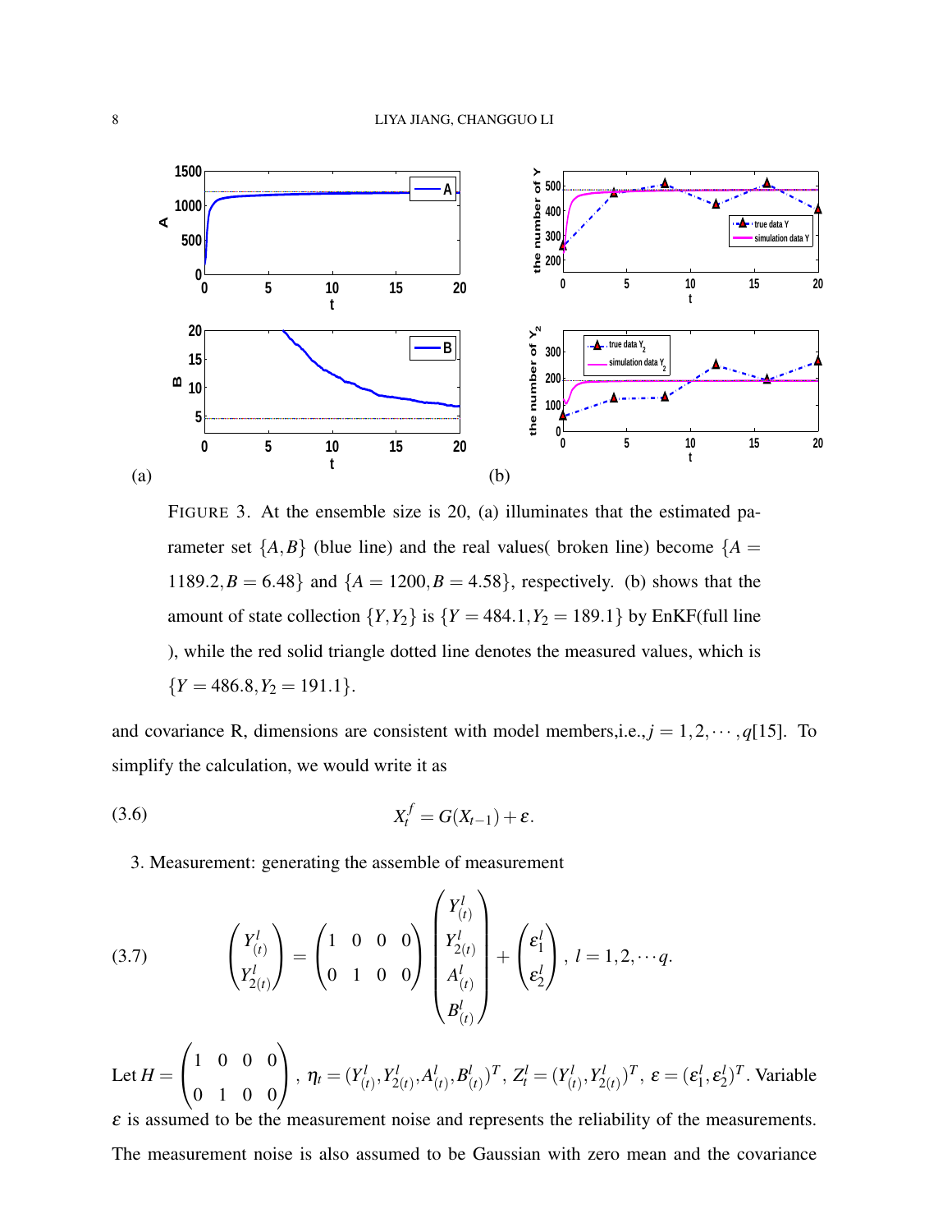FIGURE 3. At the ensemble size is 20, (a) illuminates that the estimated parameter set $\{A, B\}$ (blue line) and the real values( broken line) become $\{A = 1189.2, B = 6.48\}$ and $\{A = 1200, B = 4.58\}$, respectively. (b) shows that the amount of state collection $\{Y, Y_2\}$ is $\{Y = 484.1, Y_2 = 189.1\}$ by EnKF(full line ), while the red solid triangle dotted line denotes the measured values, which is $\{Y = 486.8, Y_2 = 191.1\}$.

and covariance R, dimensions are consistent with model members,i.e., $j = 1, 2, \cdots, q$[15]. To simplify the calculation, we would write it as

$$X_t^f = G(X_{t-1}) + \varepsilon. \tag{3.6}$$

3. Measurement: generating the assemble of measurement

$$\begin{pmatrix} Y^l_{(t)} \\ Y^l_{2(t)} \end{pmatrix} = \begin{pmatrix} 1 & 0 & 0 & 0 \\ 0 & 1 & 0 & 0 \end{pmatrix} \begin{pmatrix} Y^l_{(t)} \\ Y^l_{2(t)} \\ A^l_{(t)} \\ B^l_{(t)} \end{pmatrix} + \begin{pmatrix} \varepsilon^l_1 \\ \varepsilon^l_2 \end{pmatrix}, \ l = 1, 2, \cdots q. \tag{3.7}$$

Let $H = \begin{pmatrix} 1 & 0 & 0 & 0 \\ 0 & 1 & 0 & 0 \end{pmatrix}$, $\eta_t = (Y^l_{(t)}, Y^l_{2(t)}, A^l_{(t)}, B^l_{(t)})^T$, $Z^l_t = (Y^l_{(t)}, Y^l_{2(t)})^T$, $\varepsilon = (\varepsilon^l_1, \varepsilon^l_2)^T$. Variable $\varepsilon$ is assumed to be the measurement noise and represents the reliability of the measurements. The measurement noise is also assumed to be Gaussian with zero mean and the covariance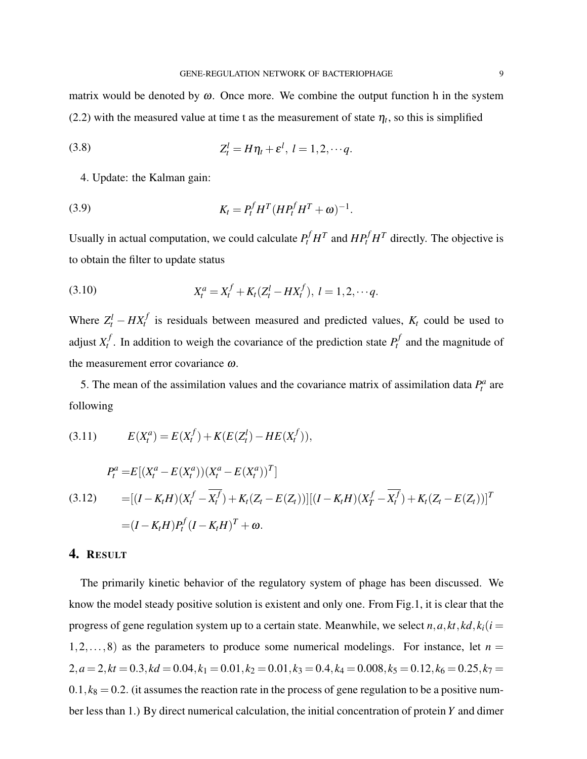matrix would be denoted by $\omega$. Once more. We combine the output function h in the system (2.2) with the measured value at time t as the measurement of state $\eta_t$, so this is simplified

$$Z_t^l = H\eta_t + \varepsilon^l,\ l = 1,2,\cdots q. \tag{3.8}$$

4. Update: the Kalman gain:

$$K_t = P_t^f H^T (HP_t^f H^T + \omega)^{-1}. \tag{3.9}$$

Usually in actual computation, we could calculate $P_t^f H^T$ and $HP_t^f H^T$ directly. The objective is to obtain the filter to update status

$$X_t^a = X_t^f + K_t(Z_t^l - HX_t^f),\ l = 1,2,\cdots q. \tag{3.10}$$

Where $Z_t^l - HX_t^f$ is residuals between measured and predicted values, $K_t$ could be used to adjust $X_t^f$. In addition to weigh the covariance of the prediction state $P_t^f$ and the magnitude of the measurement error covariance $\omega$.

5. The mean of the assimilation values and the covariance matrix of assimilation data $P_t^a$ are following

$$E(X_t^a) = E(X_t^f) + K(E(Z_t^l) - HE(X_t^f)), \tag{3.11}$$

$$\begin{aligned} P_t^a =& E[(X_t^a - E(X_t^a))(X_t^a - E(X_t^a))^T] \\ =& [(I - K_tH)(X_t^f - \overline{X_t^f}) + K_t(Z_t - E(Z_t))][(I - K_tH)(X_T^f - \overline{X_t^f}) + K_t(Z_t - E(Z_t))]^T \\ =& (I - K_tH)P_t^f(I - K_tH)^T + \omega. \end{aligned} \tag{3.12}$$

## 4. Result

The primarily kinetic behavior of the regulatory system of phage has been discussed. We know the model steady positive solution is existent and only one. From Fig.1, it is clear that the progress of gene regulation system up to a certain state. Meanwhile, we select $n, a, kt, kd, k_i (i = 1,2,\ldots,8)$ as the parameters to produce some numerical modelings. For instance, let $n = 2, a = 2, kt = 0.3, kd = 0.04, k_1 = 0.01, k_2 = 0.01, k_3 = 0.4, k_4 = 0.008, k_5 = 0.12, k_6 = 0.25, k_7 = 0.1, k_8 = 0.2$. (it assumes the reaction rate in the process of gene regulation to be a positive number less than 1.) By direct numerical calculation, the initial concentration of protein $Y$ and dimer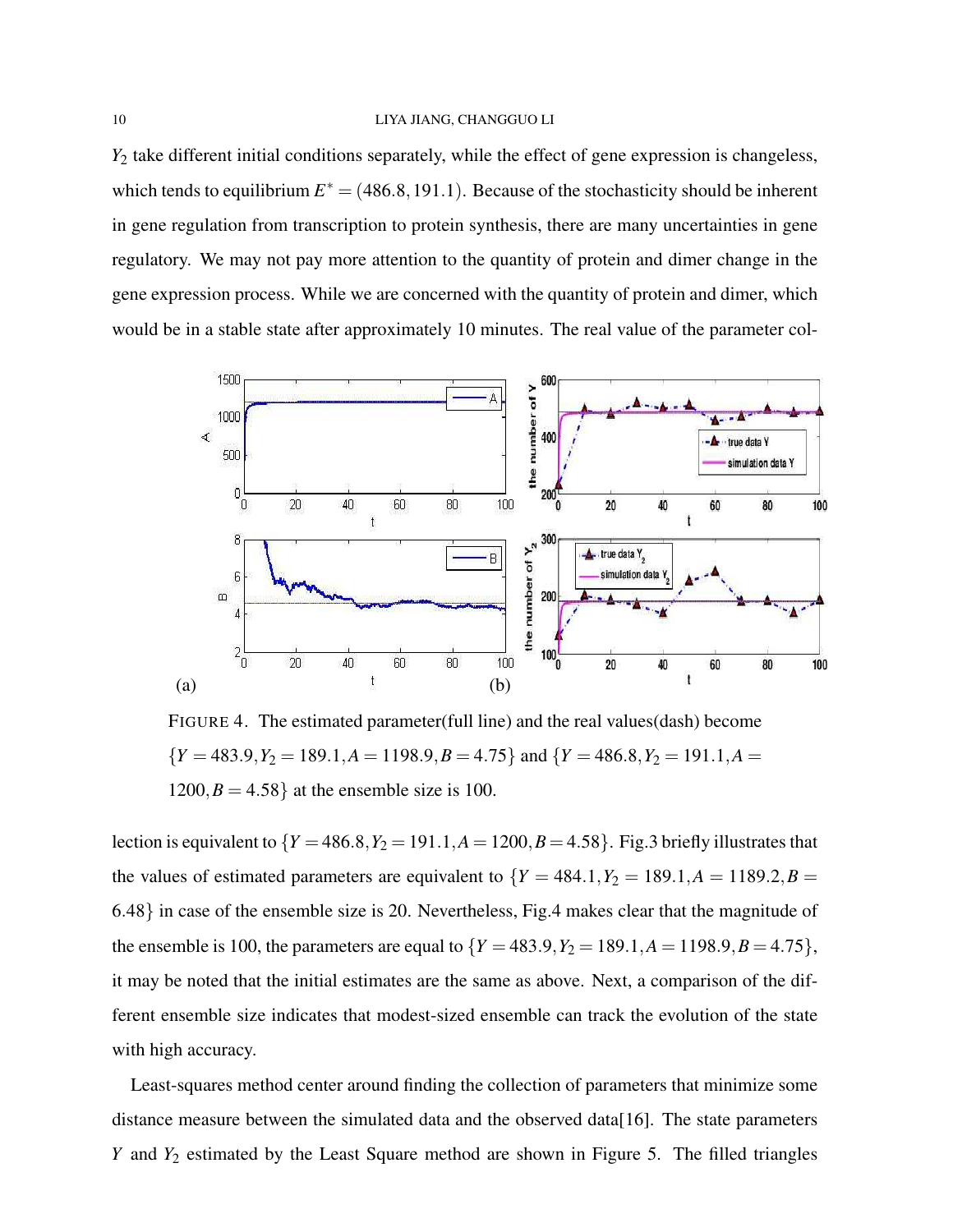$Y_2$ take different initial conditions separately, while the effect of gene expression is changeless, which tends to equilibrium $E^* = (486.8, 191.1)$. Because of the stochasticity should be inherent in gene regulation from transcription to protein synthesis, there are many uncertainties in gene regulatory. We may not pay more attention to the quantity of protein and dimer change in the gene expression process. While we are concerned with the quantity of protein and dimer, which would be in a stable state after approximately 10 minutes. The real value of the parameter collection is equivalent to $\{Y = 486.8, Y_2 = 191.1, A = 1200, B = 4.58\}$. Fig.3 briefly illustrates that the values of estimated parameters are equivalent to $\{Y = 484.1, Y_2 = 189.1, A = 1189.2, B = 6.48\}$ in case of the ensemble size is 20. Nevertheless, Fig.4 makes clear that the magnitude of the ensemble is 100, the parameters are equal to $\{Y = 483.9, Y_2 = 189.1, A = 1198.9, B = 4.75\}$, it may be noted that the initial estimates are the same as above. Next, a comparison of the different ensemble size indicates that modest-sized ensemble can track the evolution of the state with high accuracy.

FIGURE 4. The estimated parameter(full line) and the real values(dash) become $\{Y = 483.9, Y_2 = 189.1, A = 1198.9, B = 4.75\}$ and $\{Y = 486.8, Y_2 = 191.1, A = 1200, B = 4.58\}$ at the ensemble size is 100.

Least-squares method center around finding the collection of parameters that minimize some distance measure between the simulated data and the observed data[16]. The state parameters $Y$ and $Y_2$ estimated by the Least Square method are shown in Figure 5. The filled triangles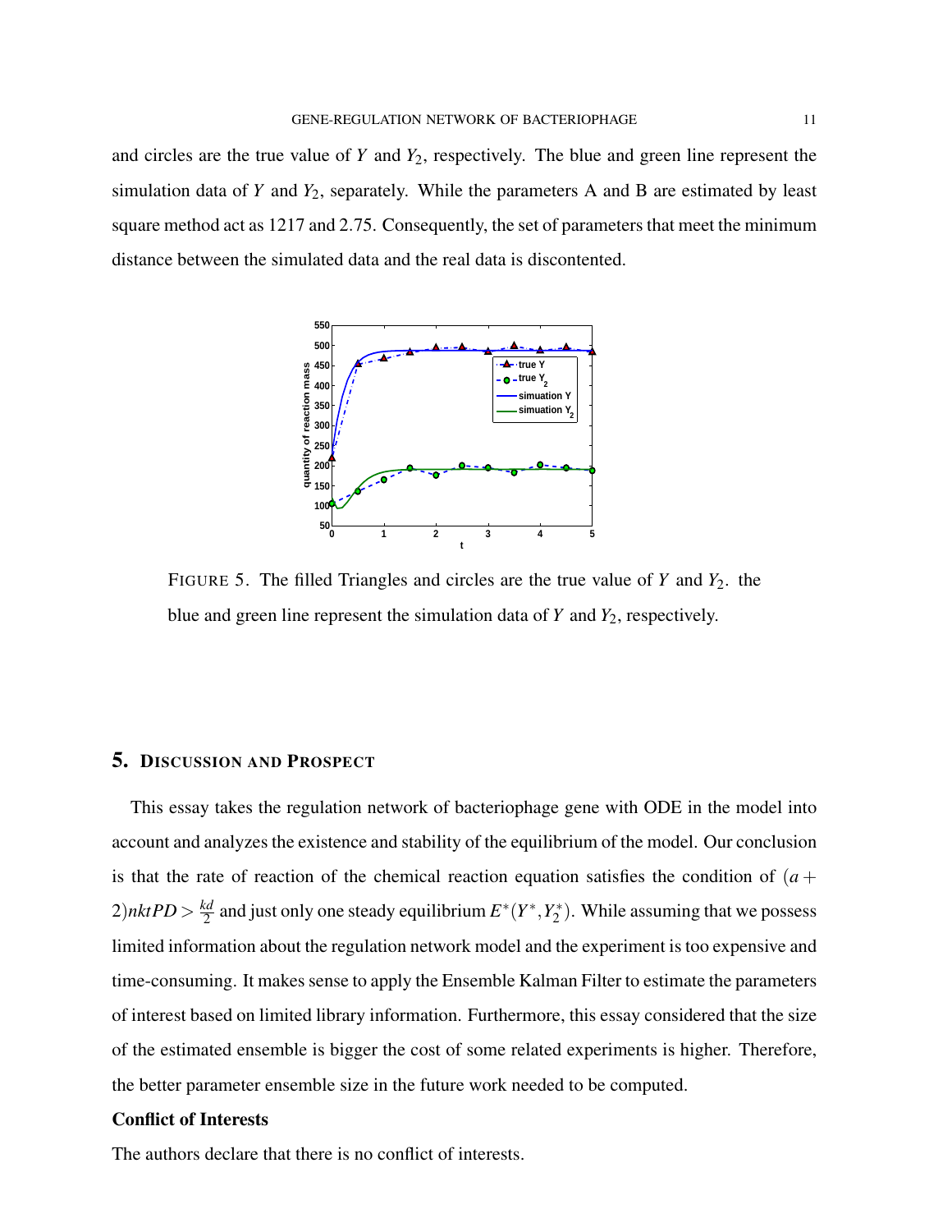and circles are the true value of $Y$ and $Y_2$, respectively. The blue and green line represent the simulation data of $Y$ and $Y_2$, separately. While the parameters A and B are estimated by least square method act as 1217 and 2.75. Consequently, the set of parameters that meet the minimum distance between the simulated data and the real data is discontented.

FIGURE 5. The filled Triangles and circles are the true value of $Y$ and $Y_2$. the blue and green line represent the simulation data of $Y$ and $Y_2$, respectively.

## 5. DISCUSSION AND PROSPECT

This essay takes the regulation network of bacteriophage gene with ODE in the model into account and analyzes the existence and stability of the equilibrium of the model. Our conclusion is that the rate of reaction of the chemical reaction equation satisfies the condition of $(a+2)nktPD > \frac{kd}{2}$ and just only one steady equilibrium $E^*(Y^*, Y_2^*)$. While assuming that we possess limited information about the regulation network model and the experiment is too expensive and time-consuming. It makes sense to apply the Ensemble Kalman Filter to estimate the parameters of interest based on limited library information. Furthermore, this essay considered that the size of the estimated ensemble is bigger the cost of some related experiments is higher. Therefore, the better parameter ensemble size in the future work needed to be computed.

**Conflict of Interests**

The authors declare that there is no conflict of interests.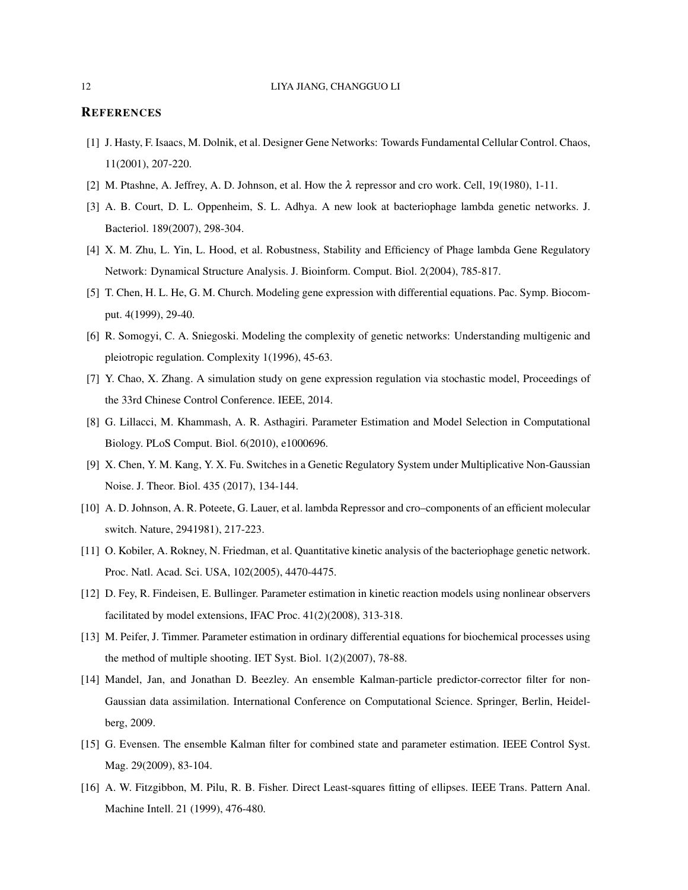## References

[1] J. Hasty, F. Isaacs, M. Dolnik, et al. Designer Gene Networks: Towards Fundamental Cellular Control. Chaos, 11(2001), 207-220.

[2] M. Ptashne, A. Jeffrey, A. D. Johnson, et al. How the $\lambda$ repressor and cro work. Cell, 19(1980), 1-11.

[3] A. B. Court, D. L. Oppenheim, S. L. Adhya. A new look at bacteriophage lambda genetic networks. J. Bacteriol. 189(2007), 298-304.

[4] X. M. Zhu, L. Yin, L. Hood, et al. Robustness, Stability and Efficiency of Phage lambda Gene Regulatory Network: Dynamical Structure Analysis. J. Bioinform. Comput. Biol. 2(2004), 785-817.

[5] T. Chen, H. L. He, G. M. Church. Modeling gene expression with differential equations. Pac. Symp. Biocomput. 4(1999), 29-40.

[6] R. Somogyi, C. A. Sniegoski. Modeling the complexity of genetic networks: Understanding multigenic and pleiotropic regulation. Complexity 1(1996), 45-63.

[7] Y. Chao, X. Zhang. A simulation study on gene expression regulation via stochastic model, Proceedings of the 33rd Chinese Control Conference. IEEE, 2014.

[8] G. Lillacci, M. Khammash, A. R. Asthagiri. Parameter Estimation and Model Selection in Computational Biology. PLoS Comput. Biol. 6(2010), e1000696.

[9] X. Chen, Y. M. Kang, Y. X. Fu. Switches in a Genetic Regulatory System under Multiplicative Non-Gaussian Noise. J. Theor. Biol. 435 (2017), 134-144.

[10] A. D. Johnson, A. R. Poteete, G. Lauer, et al. lambda Repressor and cro–components of an efficient molecular switch. Nature, 2941981), 217-223.

[11] O. Kobiler, A. Rokney, N. Friedman, et al. Quantitative kinetic analysis of the bacteriophage genetic network. Proc. Natl. Acad. Sci. USA, 102(2005), 4470-4475.

[12] D. Fey, R. Findeisen, E. Bullinger. Parameter estimation in kinetic reaction models using nonlinear observers facilitated by model extensions, IFAC Proc. 41(2)(2008), 313-318.

[13] M. Peifer, J. Timmer. Parameter estimation in ordinary differential equations for biochemical processes using the method of multiple shooting. IET Syst. Biol. 1(2)(2007), 78-88.

[14] Mandel, Jan, and Jonathan D. Beezley. An ensemble Kalman-particle predictor-corrector filter for non-Gaussian data assimilation. International Conference on Computational Science. Springer, Berlin, Heidelberg, 2009.

[15] G. Evensen. The ensemble Kalman filter for combined state and parameter estimation. IEEE Control Syst. Mag. 29(2009), 83-104.

[16] A. W. Fitzgibbon, M. Pilu, R. B. Fisher. Direct Least-squares fitting of ellipses. IEEE Trans. Pattern Anal. Machine Intell. 21 (1999), 476-480.